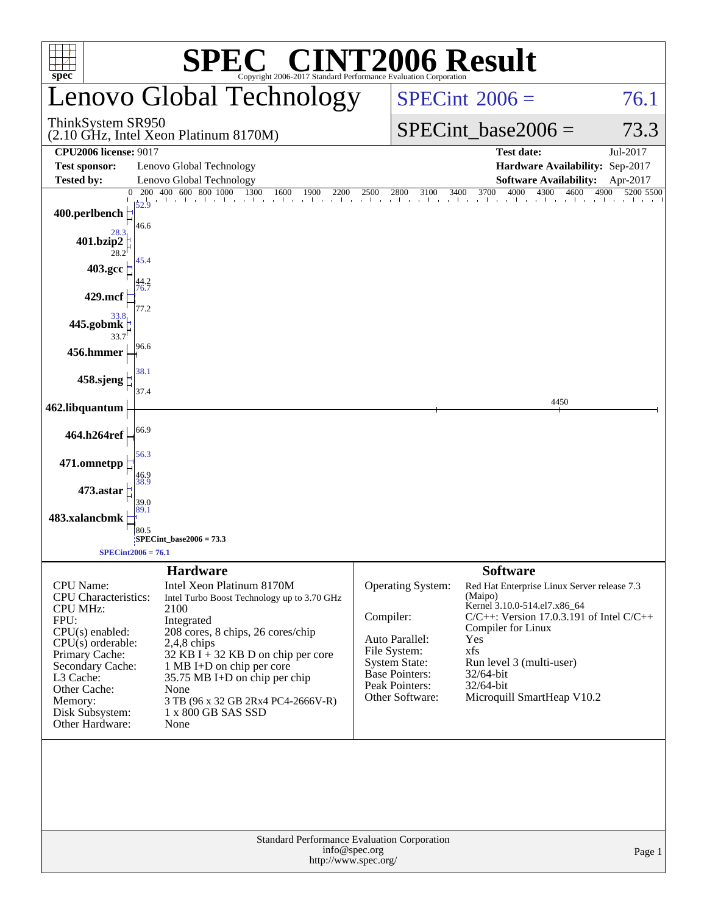# SPEC® CINT2006 Result

Copyright 2006-2017 Standard Performance Evaluation Corporation

## Lenovo Global Technology

ThinkSystem SR950
(2.10 GHz, Intel Xeon Platinum 8170M)

SPECint 2006 = 76.1

SPECint_base2006 = 73.3

| | | | |
|---|---|---|---|
| **CPU2006 license:** 9017 | | **Test date:** | Jul-2017 |
| **Test sponsor:** | Lenovo Global Technology | **Hardware Availability:** | Sep-2017 |
| **Tested by:** | Lenovo Global Technology | **Software Availability:** | Apr-2017 |

| Benchmark | Peak | Base |
|---|---|---|
| 400.perlbench | 52.9 | 46.6 |
| 401.bzip2 | 28.3 | 28.2 |
| 403.gcc | 45.4 | 44.2 |
| 429.mcf | 76.7 | 77.2 |
| 445.gobmk | 33.8 | 33.7 |
| 456.hmmer | 96.6 | |
| 458.sjeng | 38.1 | 37.4 |
| 462.libquantum | 4450 | |
| 464.h264ref | 66.9 | |
| 471.omnetpp | 56.3 | 46.9 |
| 473.astar | 38.9 | 39.0 |
| 483.xalancbmk | 89.1 | 80.5 |

SPECint_base2006 = 73.3

SPECint2006 = 76.1

### Hardware

| | |
|---|---|
| CPU Name: | Intel Xeon Platinum 8170M |
| CPU Characteristics: | Intel Turbo Boost Technology up to 3.70 GHz |
| CPU MHz: | 2100 |
| FPU: | Integrated |
| CPU(s) enabled: | 208 cores, 8 chips, 26 cores/chip |
| CPU(s) orderable: | 2,4,8 chips |
| Primary Cache: | 32 KB I + 32 KB D on chip per core |
| Secondary Cache: | 1 MB I+D on chip per core |
| L3 Cache: | 35.75 MB I+D on chip per chip |
| Other Cache: | None |
| Memory: | 3 TB (96 x 32 GB 2Rx4 PC4-2666V-R) |
| Disk Subsystem: | 1 x 800 GB SAS SSD |
| Other Hardware: | None |

### Software

| | |
|---|---|
| Operating System: | Red Hat Enterprise Linux Server release 7.3 (Maipo) Kernel 3.10.0-514.el7.x86_64 |
| Compiler: | C/C++: Version 17.0.3.191 of Intel C/C++ Compiler for Linux |
| Auto Parallel: | Yes |
| File System: | xfs |
| System State: | Run level 3 (multi-user) |
| Base Pointers: | 32/64-bit |
| Peak Pointers: | 32/64-bit |
| Other Software: | Microquill SmartHeap V10.2 |

Standard Performance Evaluation Corporation
info@spec.org
http://www.spec.org/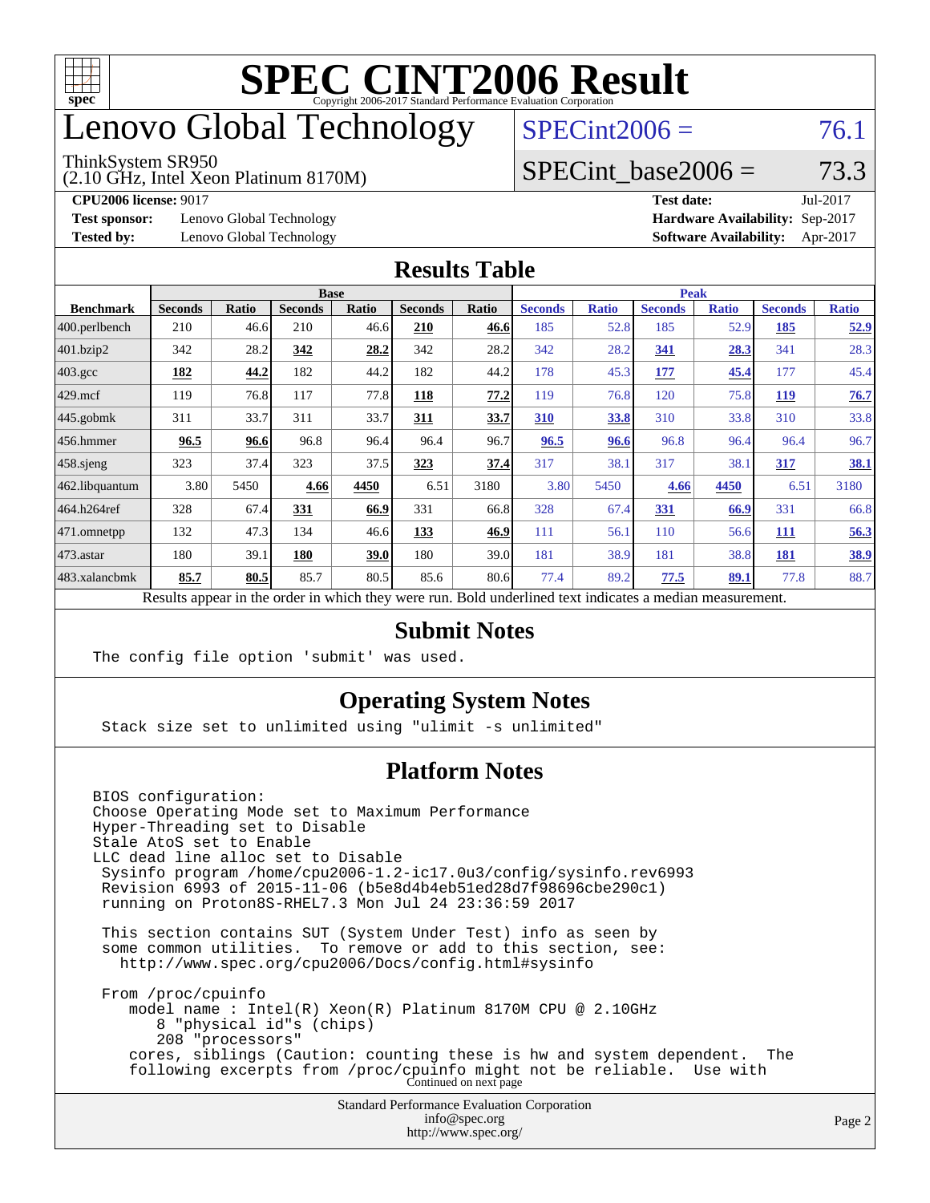# SPEC CINT2006 Result

Copyright 2006-2017 Standard Performance Evaluation Corporation

# Lenovo Global Technology

ThinkSystem SR950
(2.10 GHz, Intel Xeon Platinum 8170M)

SPECint2006 = 76.1

SPECint_base2006 = 73.3

**CPU2006 license:** 9017
**Test sponsor:** Lenovo Global Technology
**Tested by:** Lenovo Global Technology

**Test date:** Jul-2017
**Hardware Availability:** Sep-2017
**Software Availability:** Apr-2017

## Results Table

| Benchmark | Base | | | | | | Peak | | | | | |
|---|---|---|---|---|---|---|---|---|---|---|---|---|
| | Seconds | Ratio | Seconds | Ratio | Seconds | Ratio | Seconds | Ratio | Seconds | Ratio | Seconds | Ratio |
| 400.perlbench | 210 | 46.6 | 210 | 46.6 | **210** | **46.6** | 185 | 52.8 | 185 | 52.9 | **185** | **52.9** |
| 401.bzip2 | 342 | 28.2 | **342** | **28.2** | 342 | 28.2 | 342 | 28.2 | **341** | **28.3** | 341 | 28.3 |
| 403.gcc | **182** | **44.2** | 182 | 44.2 | 182 | 44.2 | 178 | 45.3 | **177** | **45.4** | 177 | 45.4 |
| 429.mcf | 119 | 76.8 | 117 | 77.8 | **118** | **77.2** | 119 | 76.8 | 120 | 75.8 | **119** | **76.7** |
| 445.gobmk | 311 | 33.7 | 311 | 33.7 | **311** | **33.7** | **310** | **33.8** | 310 | 33.8 | 310 | 33.8 |
| 456.hmmer | **96.5** | **96.6** | 96.8 | 96.4 | 96.4 | 96.7 | **96.5** | **96.6** | 96.8 | 96.4 | 96.4 | 96.7 |
| 458.sjeng | 323 | 37.4 | 323 | 37.5 | **323** | **37.4** | 317 | 38.1 | 317 | 38.1 | **317** | **38.1** |
| 462.libquantum | 3.80 | 5450 | **4.66** | **4450** | 6.51 | 3180 | 3.80 | 5450 | **4.66** | **4450** | 6.51 | 3180 |
| 464.h264ref | 328 | 67.4 | **331** | **66.9** | 331 | 66.8 | 328 | 67.4 | **331** | **66.9** | 331 | 66.8 |
| 471.omnetpp | 132 | 47.3 | 134 | 46.6 | **133** | **46.9** | 111 | 56.1 | 110 | 56.6 | **111** | **56.3** |
| 473.astar | 180 | 39.1 | **180** | **39.0** | 180 | 39.0 | 181 | 38.9 | 181 | 38.8 | **181** | **38.9** |
| 483.xalancbmk | **85.7** | **80.5** | 85.7 | 80.5 | 85.6 | 80.6 | 77.4 | 89.2 | **77.5** | **89.1** | 77.8 | 88.7 |

Results appear in the order in which they were run. Bold underlined text indicates a median measurement.

## Submit Notes

```
The config file option 'submit' was used.
```

## Operating System Notes

```
Stack size set to unlimited using "ulimit -s unlimited"
```

## Platform Notes

```
BIOS configuration:
Choose Operating Mode set to Maximum Performance
Hyper-Threading set to Disable
Stale AtoS set to Enable
LLC dead line alloc set to Disable
 Sysinfo program /home/cpu2006-1.2-ic17.0u3/config/sysinfo.rev6993
 Revision 6993 of 2015-11-06 (b5e8d4b4eb51ed28d7f98696cbe290c1)
 running on Proton8S-RHEL7.3 Mon Jul 24 23:36:59 2017

 This section contains SUT (System Under Test) info as seen by
 some common utilities.  To remove or add to this section, see:
   http://www.spec.org/cpu2006/Docs/config.html#sysinfo

 From /proc/cpuinfo
    model name : Intel(R) Xeon(R) Platinum 8170M CPU @ 2.10GHz
       8 "physical id"s (chips)
       208 "processors"
    cores, siblings (Caution: counting these is hw and system dependent.  The
    following excerpts from /proc/cpuinfo might not be reliable.  Use with
```

Continued on next page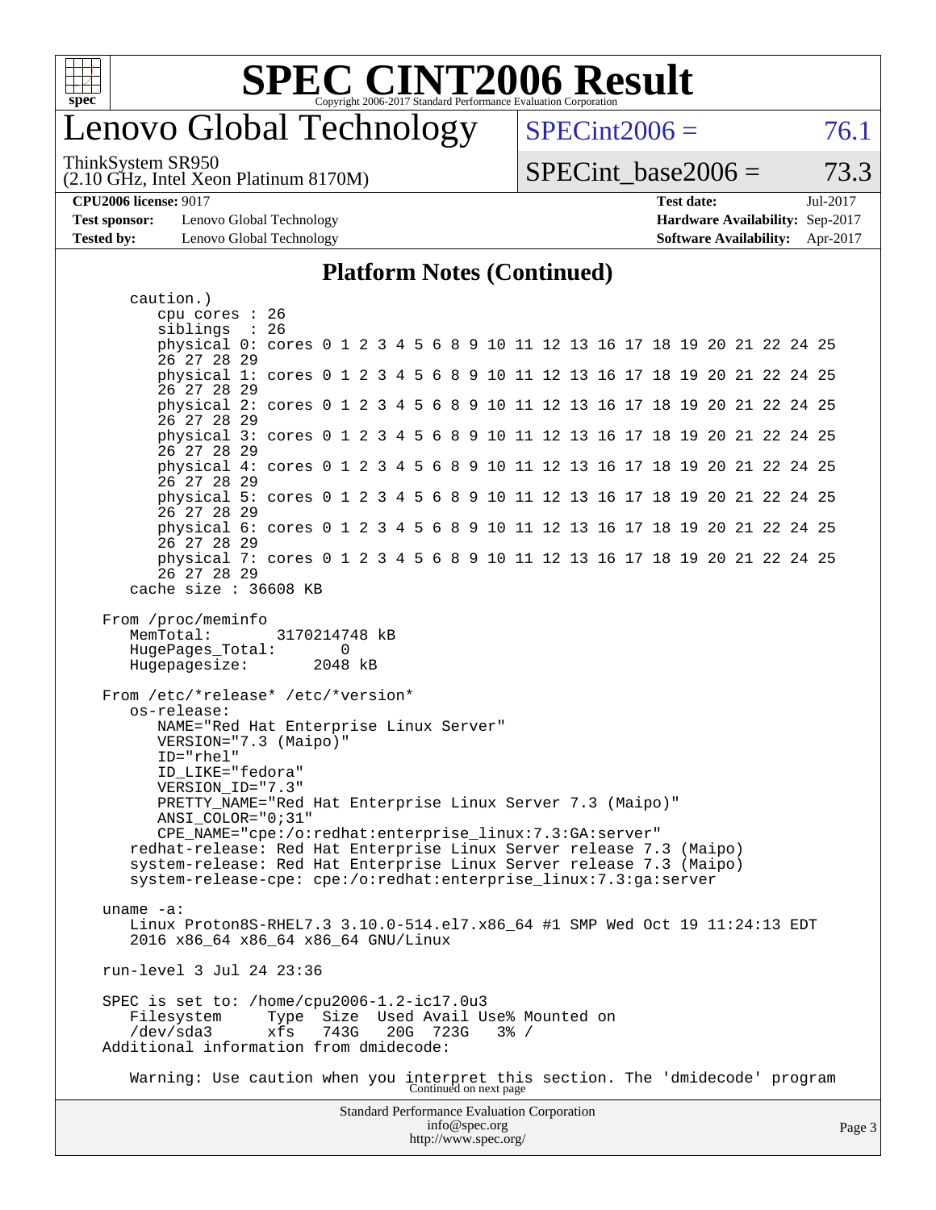# Lenovo Global Technology

ThinkSystem SR950
(2.10 GHz, Intel Xeon Platinum 8170M)

SPECint2006 = 76.1

SPECint_base2006 = 73.3

**CPU2006 license:** 9017
**Test sponsor:** Lenovo Global Technology
**Tested by:** Lenovo Global Technology

**Test date:** Jul-2017
**Hardware Availability:** Sep-2017
**Software Availability:** Apr-2017

## Platform Notes (Continued)

```
      caution.)
         cpu cores : 26
         siblings  : 26
         physical 0: cores 0 1 2 3 4 5 6 8 9 10 11 12 13 16 17 18 19 20 21 22 24 25
         26 27 28 29
         physical 1: cores 0 1 2 3 4 5 6 8 9 10 11 12 13 16 17 18 19 20 21 22 24 25
         26 27 28 29
         physical 2: cores 0 1 2 3 4 5 6 8 9 10 11 12 13 16 17 18 19 20 21 22 24 25
         26 27 28 29
         physical 3: cores 0 1 2 3 4 5 6 8 9 10 11 12 13 16 17 18 19 20 21 22 24 25
         26 27 28 29
         physical 4: cores 0 1 2 3 4 5 6 8 9 10 11 12 13 16 17 18 19 20 21 22 24 25
         26 27 28 29
         physical 5: cores 0 1 2 3 4 5 6 8 9 10 11 12 13 16 17 18 19 20 21 22 24 25
         26 27 28 29
         physical 6: cores 0 1 2 3 4 5 6 8 9 10 11 12 13 16 17 18 19 20 21 22 24 25
         26 27 28 29
         physical 7: cores 0 1 2 3 4 5 6 8 9 10 11 12 13 16 17 18 19 20 21 22 24 25
         26 27 28 29
      cache size : 36608 KB

   From /proc/meminfo
      MemTotal:       3170214748 kB
      HugePages_Total:       0
      Hugepagesize:       2048 kB

   From /etc/*release* /etc/*version*
      os-release:
         NAME="Red Hat Enterprise Linux Server"
         VERSION="7.3 (Maipo)"
         ID="rhel"
         ID_LIKE="fedora"
         VERSION_ID="7.3"
         PRETTY_NAME="Red Hat Enterprise Linux Server 7.3 (Maipo)"
         ANSI_COLOR="0;31"
         CPE_NAME="cpe:/o:redhat:enterprise_linux:7.3:GA:server"
      redhat-release: Red Hat Enterprise Linux Server release 7.3 (Maipo)
      system-release: Red Hat Enterprise Linux Server release 7.3 (Maipo)
      system-release-cpe: cpe:/o:redhat:enterprise_linux:7.3:ga:server

   uname -a:
      Linux Proton8S-RHEL7.3 3.10.0-514.el7.x86_64 #1 SMP Wed Oct 19 11:24:13 EDT
      2016 x86_64 x86_64 x86_64 GNU/Linux

   run-level 3 Jul 24 23:36

   SPEC is set to: /home/cpu2006-1.2-ic17.0u3
      Filesystem     Type  Size  Used Avail Use% Mounted on
      /dev/sda3      xfs   743G   20G  723G   3% /
   Additional information from dmidecode:

      Warning: Use caution when you interpret this section. The 'dmidecode' program
```

Continued on next page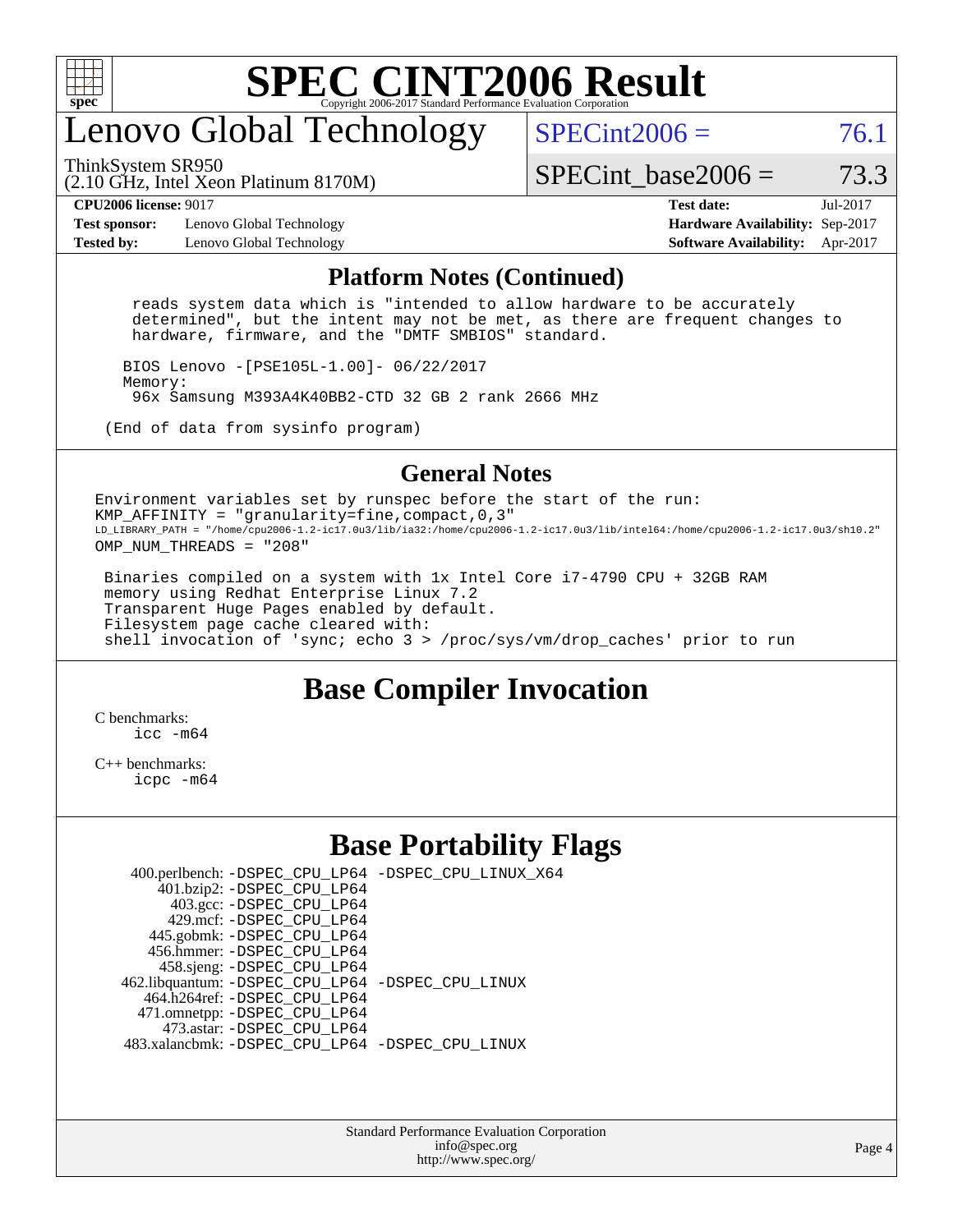# SPEC CINT2006 Result

Copyright 2006-2017 Standard Performance Evaluation Corporation

## Lenovo Global Technology

ThinkSystem SR950
(2.10 GHz, Intel Xeon Platinum 8170M)

SPECint2006 = 76.1

SPECint_base2006 = 73.3

**CPU2006 license:** 9017 **Test date:** Jul-2017
**Test sponsor:** Lenovo Global Technology **Hardware Availability:** Sep-2017
**Tested by:** Lenovo Global Technology **Software Availability:** Apr-2017

## Platform Notes (Continued)

```
     reads system data which is "intended to allow hardware to be accurately
     determined", but the intent may not be met, as there are frequent changes to
     hardware, firmware, and the "DMTF SMBIOS" standard.

   BIOS Lenovo -[PSE105L-1.00]- 06/22/2017
   Memory:
     96x Samsung M393A4K40BB2-CTD 32 GB 2 rank 2666 MHz

  (End of data from sysinfo program)
```

## General Notes

```
Environment variables set by runspec before the start of the run:
KMP_AFFINITY = "granularity=fine,compact,0,3"
LD_LIBRARY_PATH = "/home/cpu2006-1.2-ic17.0u3/lib/ia32:/home/cpu2006-1.2-ic17.0u3/lib/intel64:/home/cpu2006-1.2-ic17.0u3/sh10.2"
OMP_NUM_THREADS = "208"

 Binaries compiled on a system with 1x Intel Core i7-4790 CPU + 32GB RAM
 memory using Redhat Enterprise Linux 7.2
 Transparent Huge Pages enabled by default.
 Filesystem page cache cleared with:
 shell invocation of 'sync; echo 3 > /proc/sys/vm/drop_caches' prior to run
```

## Base Compiler Invocation

C benchmarks:
```
icc -m64
```

C++ benchmarks:
```
icpc -m64
```

## Base Portability Flags

| Benchmark | Flags |
|---|---|
| 400.perlbench: | -DSPEC_CPU_LP64 -DSPEC_CPU_LINUX_X64 |
| 401.bzip2: | -DSPEC_CPU_LP64 |
| 403.gcc: | -DSPEC_CPU_LP64 |
| 429.mcf: | -DSPEC_CPU_LP64 |
| 445.gobmk: | -DSPEC_CPU_LP64 |
| 456.hmmer: | -DSPEC_CPU_LP64 |
| 458.sjeng: | -DSPEC_CPU_LP64 |
| 462.libquantum: | -DSPEC_CPU_LP64 -DSPEC_CPU_LINUX |
| 464.h264ref: | -DSPEC_CPU_LP64 |
| 471.omnetpp: | -DSPEC_CPU_LP64 |
| 473.astar: | -DSPEC_CPU_LP64 |
| 483.xalancbmk: | -DSPEC_CPU_LP64 -DSPEC_CPU_LINUX |

Standard Performance Evaluation Corporation
info@spec.org
http://www.spec.org/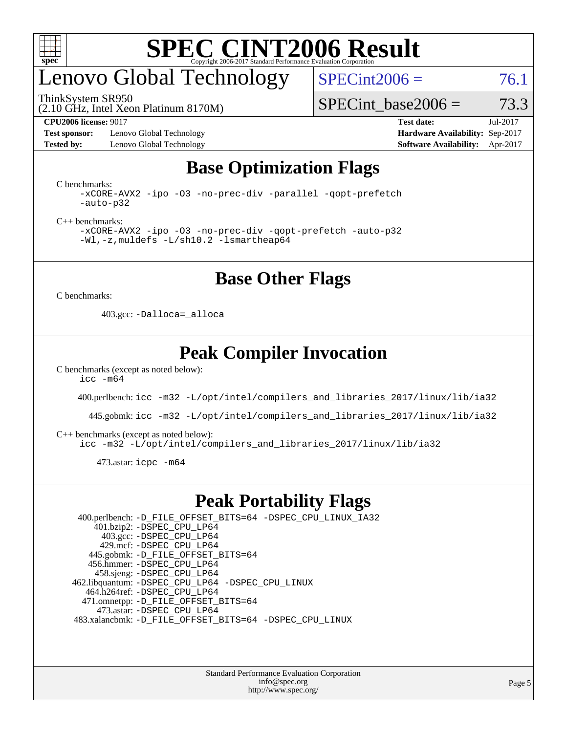# SPEC CINT2006 Result

Copyright 2006-2017 Standard Performance Evaluation Corporation

## Lenovo Global Technology

ThinkSystem SR950
(2.10 GHz, Intel Xeon Platinum 8170M)

SPECint2006 = 76.1

SPECint_base2006 = 73.3

**CPU2006 license:** 9017
**Test sponsor:** Lenovo Global Technology
**Tested by:** Lenovo Global Technology

**Test date:** Jul-2017
**Hardware Availability:** Sep-2017
**Software Availability:** Apr-2017

## Base Optimization Flags

C benchmarks:

```
-xCORE-AVX2 -ipo -O3 -no-prec-div -parallel -qopt-prefetch
-auto-p32
```

C++ benchmarks:

```
-xCORE-AVX2 -ipo -O3 -no-prec-div -qopt-prefetch -auto-p32
-Wl,-z,muldefs -L/sh10.2 -lsmartheap64
```

## Base Other Flags

C benchmarks:

403.gcc: `-Dalloca=_alloca`

## Peak Compiler Invocation

C benchmarks (except as noted below):

```
icc -m64
```

400.perlbench: `icc -m32 -L/opt/intel/compilers_and_libraries_2017/linux/lib/ia32`

445.gobmk: `icc -m32 -L/opt/intel/compilers_and_libraries_2017/linux/lib/ia32`

C++ benchmarks (except as noted below):

```
icc -m32 -L/opt/intel/compilers_and_libraries_2017/linux/lib/ia32
```

473.astar: `icpc -m64`

## Peak Portability Flags

400.perlbench: `-D_FILE_OFFSET_BITS=64 -DSPEC_CPU_LINUX_IA32`
401.bzip2: `-DSPEC_CPU_LP64`
403.gcc: `-DSPEC_CPU_LP64`
429.mcf: `-DSPEC_CPU_LP64`
445.gobmk: `-D_FILE_OFFSET_BITS=64`
456.hmmer: `-DSPEC_CPU_LP64`
458.sjeng: `-DSPEC_CPU_LP64`
462.libquantum: `-DSPEC_CPU_LP64 -DSPEC_CPU_LINUX`
464.h264ref: `-DSPEC_CPU_LP64`
471.omnetpp: `-D_FILE_OFFSET_BITS=64`
473.astar: `-DSPEC_CPU_LP64`
483.xalancbmk: `-D_FILE_OFFSET_BITS=64 -DSPEC_CPU_LINUX`

Standard Performance Evaluation Corporation
info@spec.org
http://www.spec.org/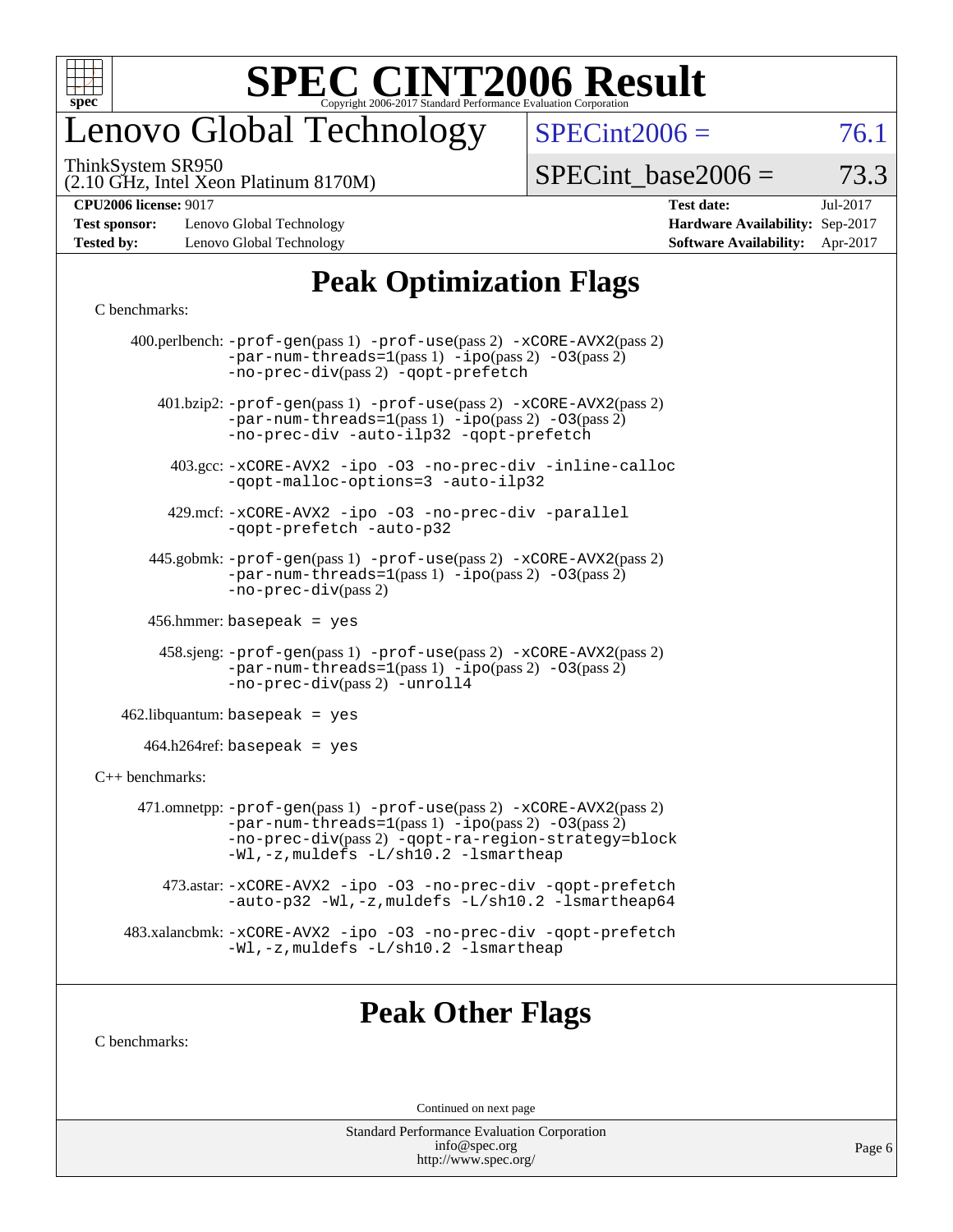# SPEC CINT2006 Result

Copyright 2006-2017 Standard Performance Evaluation Corporation

# Lenovo Global Technology

ThinkSystem SR950
(2.10 GHz, Intel Xeon Platinum 8170M)

SPECint2006 = 76.1

SPECint_base2006 = 73.3

**CPU2006 license:** 9017
**Test sponsor:** Lenovo Global Technology
**Tested by:** Lenovo Global Technology

**Test date:** Jul-2017
**Hardware Availability:** Sep-2017
**Software Availability:** Apr-2017

## Peak Optimization Flags

C benchmarks:

400.perlbench: -prof-gen(pass 1) -prof-use(pass 2) -xCORE-AVX2(pass 2) -par-num-threads=1(pass 1) -ipo(pass 2) -O3(pass 2) -no-prec-div(pass 2) -qopt-prefetch

401.bzip2: -prof-gen(pass 1) -prof-use(pass 2) -xCORE-AVX2(pass 2) -par-num-threads=1(pass 1) -ipo(pass 2) -O3(pass 2) -no-prec-div -auto-ilp32 -qopt-prefetch

403.gcc: -xCORE-AVX2 -ipo -O3 -no-prec-div -inline-calloc -qopt-malloc-options=3 -auto-ilp32

429.mcf: -xCORE-AVX2 -ipo -O3 -no-prec-div -parallel -qopt-prefetch -auto-p32

445.gobmk: -prof-gen(pass 1) -prof-use(pass 2) -xCORE-AVX2(pass 2) -par-num-threads=1(pass 1) -ipo(pass 2) -O3(pass 2) -no-prec-div(pass 2)

456.hmmer: basepeak = yes

458.sjeng: -prof-gen(pass 1) -prof-use(pass 2) -xCORE-AVX2(pass 2) -par-num-threads=1(pass 1) -ipo(pass 2) -O3(pass 2) -no-prec-div(pass 2) -unroll4

462.libquantum: basepeak = yes

464.h264ref: basepeak = yes

C++ benchmarks:

471.omnetpp: -prof-gen(pass 1) -prof-use(pass 2) -xCORE-AVX2(pass 2) -par-num-threads=1(pass 1) -ipo(pass 2) -O3(pass 2) -no-prec-div(pass 2) -qopt-ra-region-strategy=block -Wl,-z,muldefs -L/sh10.2 -lsmartheap

473.astar: -xCORE-AVX2 -ipo -O3 -no-prec-div -qopt-prefetch -auto-p32 -Wl,-z,muldefs -L/sh10.2 -lsmartheap64

483.xalancbmk: -xCORE-AVX2 -ipo -O3 -no-prec-div -qopt-prefetch -Wl,-z,muldefs -L/sh10.2 -lsmartheap

## Peak Other Flags

C benchmarks:

Continued on next page

Standard Performance Evaluation Corporation
info@spec.org
http://www.spec.org/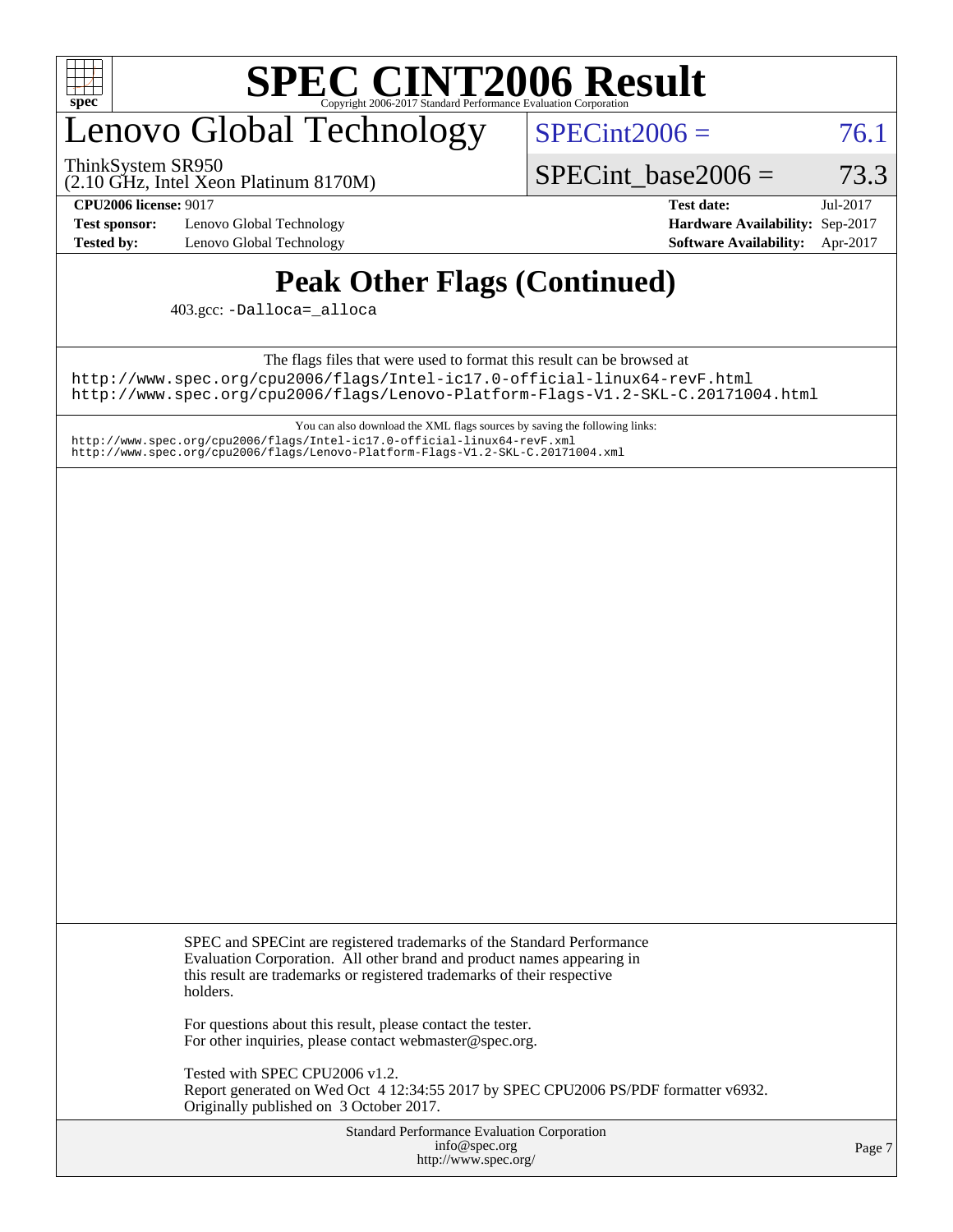# SPEC CINT2006 Result

Copyright 2006-2017 Standard Performance Evaluation Corporation

# Lenovo Global Technology

ThinkSystem SR950
(2.10 GHz, Intel Xeon Platinum 8170M)

SPECint2006 = 76.1

SPECint_base2006 = 73.3

**CPU2006 license:** 9017
**Test sponsor:** Lenovo Global Technology
**Tested by:** Lenovo Global Technology

**Test date:** Jul-2017
**Hardware Availability:** Sep-2017
**Software Availability:** Apr-2017

## Peak Other Flags (Continued)

403.gcc: -Dalloca=_alloca

The flags files that were used to format this result can be browsed at
http://www.spec.org/cpu2006/flags/Intel-ic17.0-official-linux64-revF.html
http://www.spec.org/cpu2006/flags/Lenovo-Platform-Flags-V1.2-SKL-C.20171004.html

You can also download the XML flags sources by saving the following links:
http://www.spec.org/cpu2006/flags/Intel-ic17.0-official-linux64-revF.xml
http://www.spec.org/cpu2006/flags/Lenovo-Platform-Flags-V1.2-SKL-C.20171004.xml

SPEC and SPECint are registered trademarks of the Standard Performance Evaluation Corporation. All other brand and product names appearing in this result are trademarks or registered trademarks of their respective holders.

For questions about this result, please contact the tester.
For other inquiries, please contact webmaster@spec.org.

Tested with SPEC CPU2006 v1.2.
Report generated on Wed Oct 4 12:34:55 2017 by SPEC CPU2006 PS/PDF formatter v6932.
Originally published on 3 October 2017.

Standard Performance Evaluation Corporation
info@spec.org
http://www.spec.org/